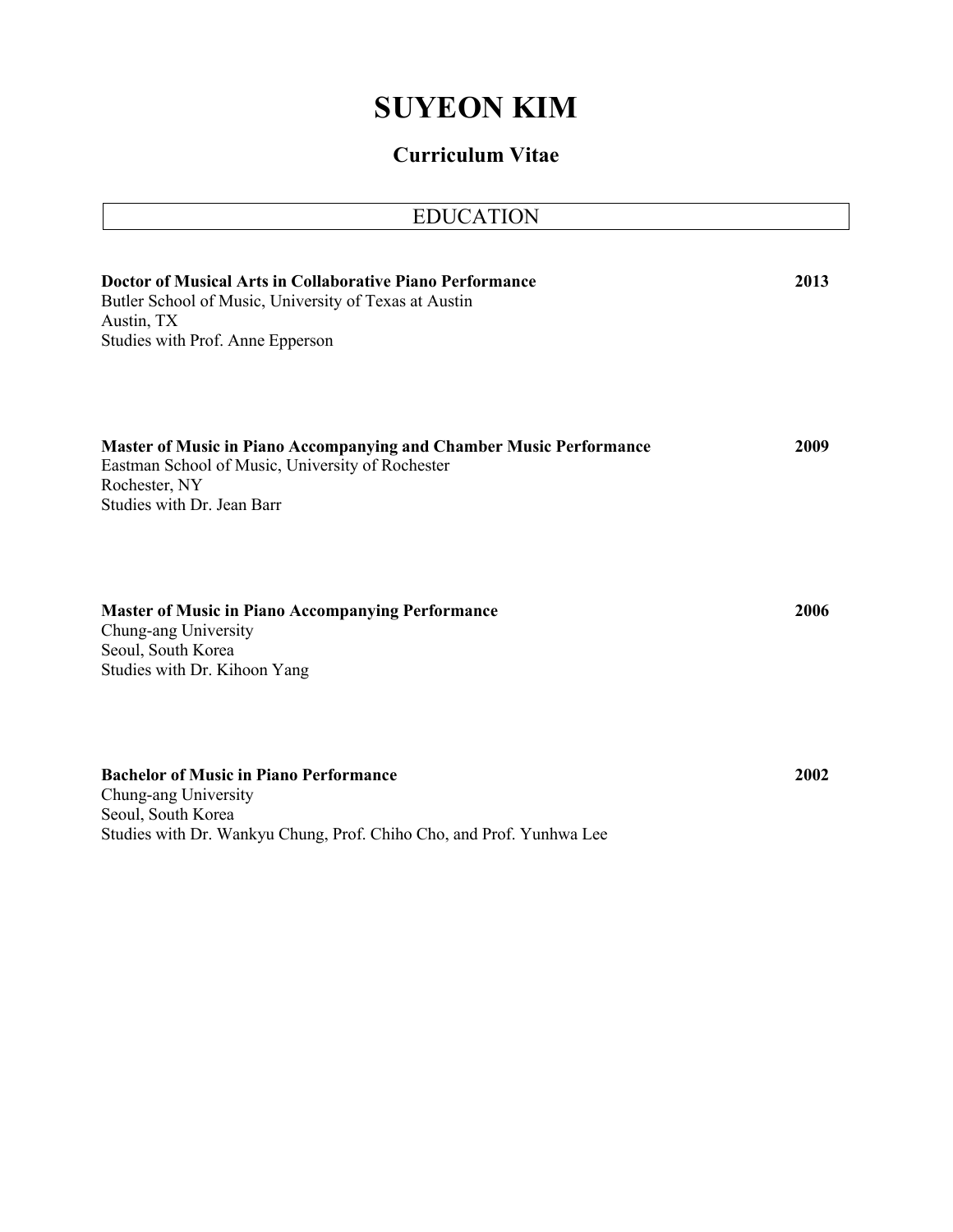# SUYEON KIM

### Curriculum Vitae

## EDUCATION

**Doctor of Musical Arts in Collaborative Piano Performance** **2013**
Butler School of Music, University of Texas at Austin
Austin, TX
Studies with Prof. Anne Epperson

**Master of Music in Piano Accompanying and Chamber Music Performance** **2009**
Eastman School of Music, University of Rochester
Rochester, NY
Studies with Dr. Jean Barr

**Master of Music in Piano Accompanying Performance** **2006**
Chung-ang University
Seoul, South Korea
Studies with Dr. Kihoon Yang

**Bachelor of Music in Piano Performance** **2002**
Chung-ang University
Seoul, South Korea
Studies with Dr. Wankyu Chung, Prof. Chiho Cho, and Prof. Yunhwa Lee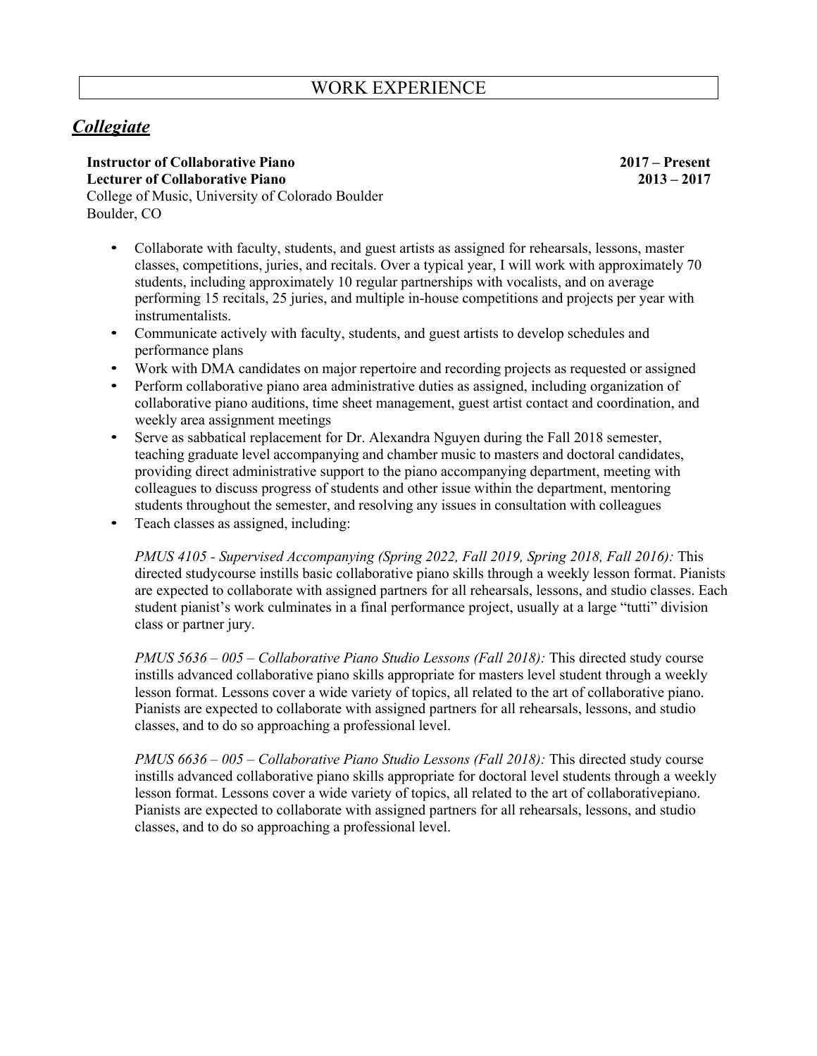# WORK EXPERIENCE

## ***Collegiate***

**Instructor of Collaborative Piano** **2017 – Present**
**Lecturer of Collaborative Piano** **2013 – 2017**
College of Music, University of Colorado Boulder
Boulder, CO

- Collaborate with faculty, students, and guest artists as assigned for rehearsals, lessons, master classes, competitions, juries, and recitals. Over a typical year, I will work with approximately 70 students, including approximately 10 regular partnerships with vocalists, and on average performing 15 recitals, 25 juries, and multiple in-house competitions and projects per year with instrumentalists.
- Communicate actively with faculty, students, and guest artists to develop schedules and performance plans
- Work with DMA candidates on major repertoire and recording projects as requested or assigned
- Perform collaborative piano area administrative duties as assigned, including organization of collaborative piano auditions, time sheet management, guest artist contact and coordination, and weekly area assignment meetings
- Serve as sabbatical replacement for Dr. Alexandra Nguyen during the Fall 2018 semester, teaching graduate level accompanying and chamber music to masters and doctoral candidates, providing direct administrative support to the piano accompanying department, meeting with colleagues to discuss progress of students and other issue within the department, mentoring students throughout the semester, and resolving any issues in consultation with colleagues
- Teach classes as assigned, including:

  *PMUS 4105 - Supervised Accompanying (Spring 2022, Fall 2019, Spring 2018, Fall 2016):* This directed studycourse instills basic collaborative piano skills through a weekly lesson format. Pianists are expected to collaborate with assigned partners for all rehearsals, lessons, and studio classes. Each student pianist's work culminates in a final performance project, usually at a large "tutti" division class or partner jury.

  *PMUS 5636 – 005 – Collaborative Piano Studio Lessons (Fall 2018):* This directed study course instills advanced collaborative piano skills appropriate for masters level student through a weekly lesson format. Lessons cover a wide variety of topics, all related to the art of collaborative piano. Pianists are expected to collaborate with assigned partners for all rehearsals, lessons, and studio classes, and to do so approaching a professional level.

  *PMUS 6636 – 005 – Collaborative Piano Studio Lessons (Fall 2018):* This directed study course instills advanced collaborative piano skills appropriate for doctoral level students through a weekly lesson format. Lessons cover a wide variety of topics, all related to the art of collaborativepiano. Pianists are expected to collaborate with assigned partners for all rehearsals, lessons, and studio classes, and to do so approaching a professional level.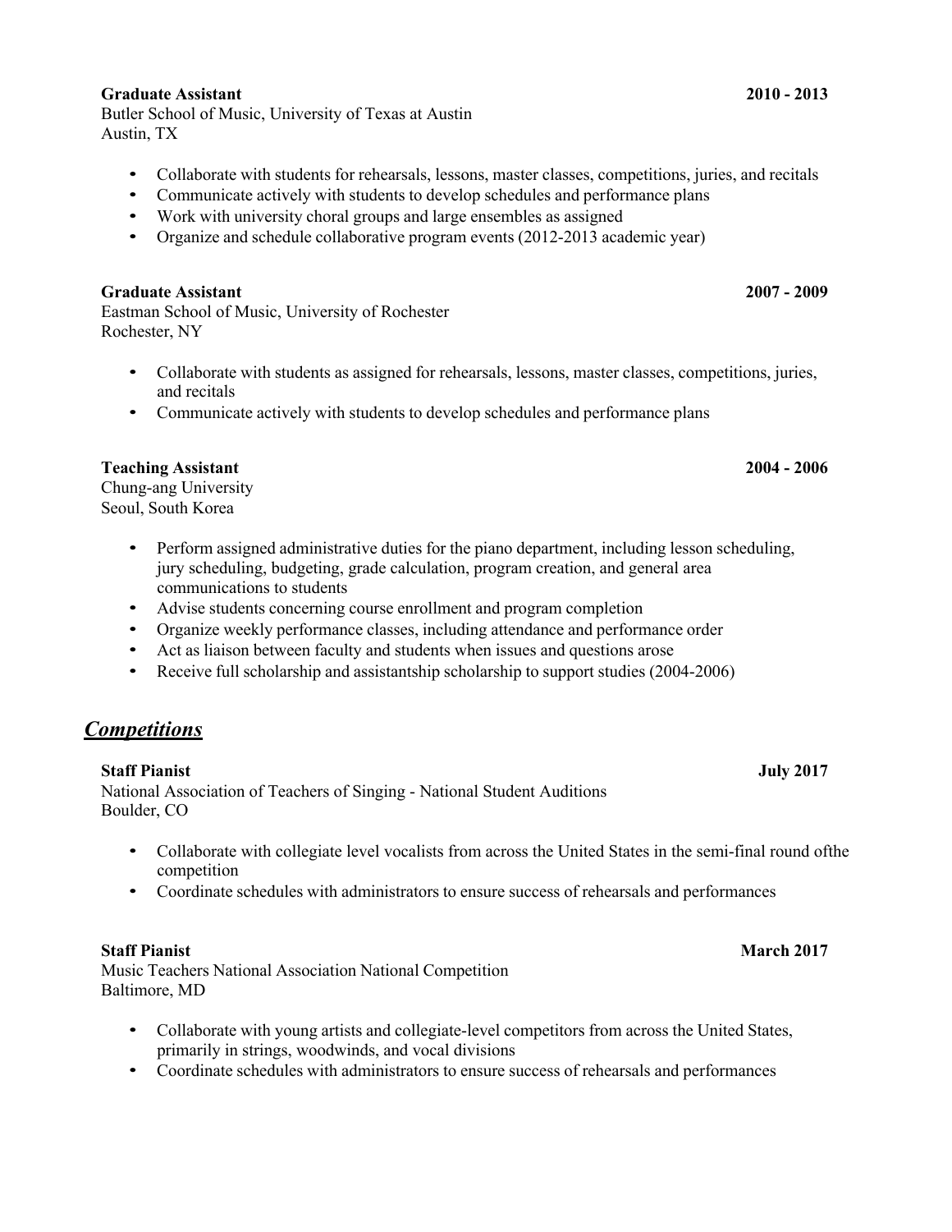**Graduate Assistant** **2010 - 2013**
Butler School of Music, University of Texas at Austin
Austin, TX

- Collaborate with students for rehearsals, lessons, master classes, competitions, juries, and recitals
- Communicate actively with students to develop schedules and performance plans
- Work with university choral groups and large ensembles as assigned
- Organize and schedule collaborative program events (2012-2013 academic year)

**Graduate Assistant** **2007 - 2009**
Eastman School of Music, University of Rochester
Rochester, NY

- Collaborate with students as assigned for rehearsals, lessons, master classes, competitions, juries, and recitals
- Communicate actively with students to develop schedules and performance plans

**Teaching Assistant** **2004 - 2006**
Chung-ang University
Seoul, South Korea

- Perform assigned administrative duties for the piano department, including lesson scheduling, jury scheduling, budgeting, grade calculation, program creation, and general area communications to students
- Advise students concerning course enrollment and program completion
- Organize weekly performance classes, including attendance and performance order
- Act as liaison between faculty and students when issues and questions arose
- Receive full scholarship and assistantship scholarship to support studies (2004-2006)

## ***Competitions***

**Staff Pianist** **July 2017**
National Association of Teachers of Singing - National Student Auditions
Boulder, CO

- Collaborate with collegiate level vocalists from across the United States in the semi-final round ofthe competition
- Coordinate schedules with administrators to ensure success of rehearsals and performances

**Staff Pianist** **March 2017**
Music Teachers National Association National Competition
Baltimore, MD

- Collaborate with young artists and collegiate-level competitors from across the United States, primarily in strings, woodwinds, and vocal divisions
- Coordinate schedules with administrators to ensure success of rehearsals and performances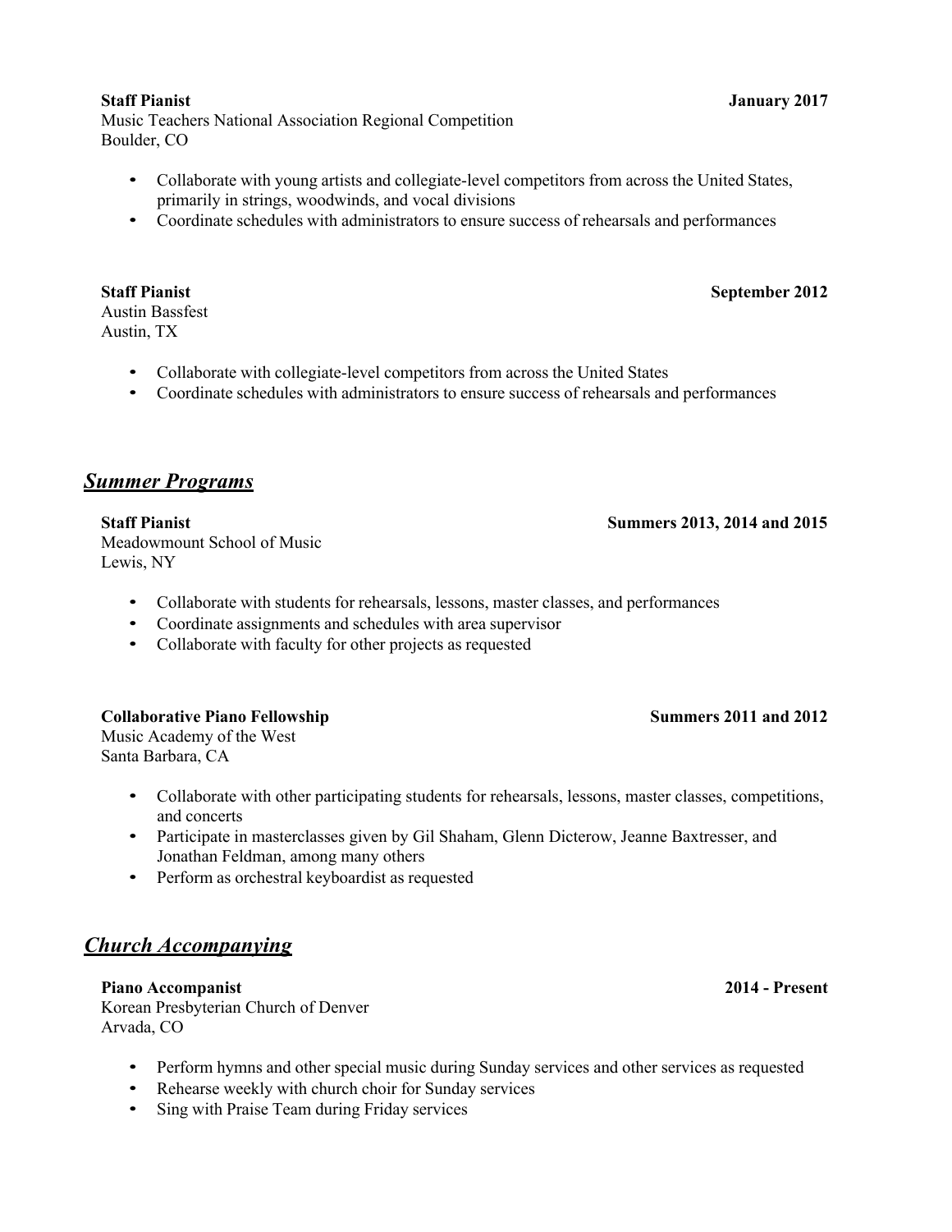**Staff Pianist** **January 2017**
Music Teachers National Association Regional Competition
Boulder, CO

- Collaborate with young artists and collegiate-level competitors from across the United States, primarily in strings, woodwinds, and vocal divisions
- Coordinate schedules with administrators to ensure success of rehearsals and performances

**Staff Pianist** **September 2012**
Austin Bassfest
Austin, TX

- Collaborate with collegiate-level competitors from across the United States
- Coordinate schedules with administrators to ensure success of rehearsals and performances

## ***Summer Programs***

**Staff Pianist** **Summers 2013, 2014 and 2015**
Meadowmount School of Music
Lewis, NY

- Collaborate with students for rehearsals, lessons, master classes, and performances
- Coordinate assignments and schedules with area supervisor
- Collaborate with faculty for other projects as requested

**Collaborative Piano Fellowship** **Summers 2011 and 2012**
Music Academy of the West
Santa Barbara, CA

- Collaborate with other participating students for rehearsals, lessons, master classes, competitions, and concerts
- Participate in masterclasses given by Gil Shaham, Glenn Dicterow, Jeanne Baxtresser, and Jonathan Feldman, among many others
- Perform as orchestral keyboardist as requested

## ***Church Accompanying***

**Piano Accompanist** **2014 - Present**
Korean Presbyterian Church of Denver
Arvada, CO

- Perform hymns and other special music during Sunday services and other services as requested
- Rehearse weekly with church choir for Sunday services
- Sing with Praise Team during Friday services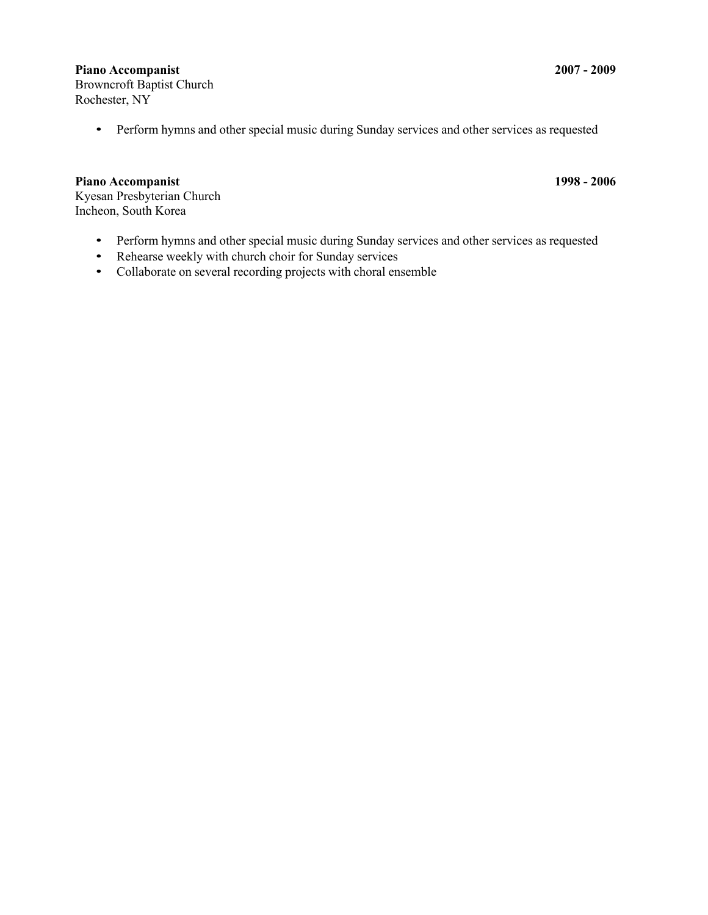**Piano Accompanist** **2007 - 2009**
Browncroft Baptist Church
Rochester, NY

- Perform hymns and other special music during Sunday services and other services as requested

**Piano Accompanist** **1998 - 2006**
Kyesan Presbyterian Church
Incheon, South Korea

- Perform hymns and other special music during Sunday services and other services as requested
- Rehearse weekly with church choir for Sunday services
- Collaborate on several recording projects with choral ensemble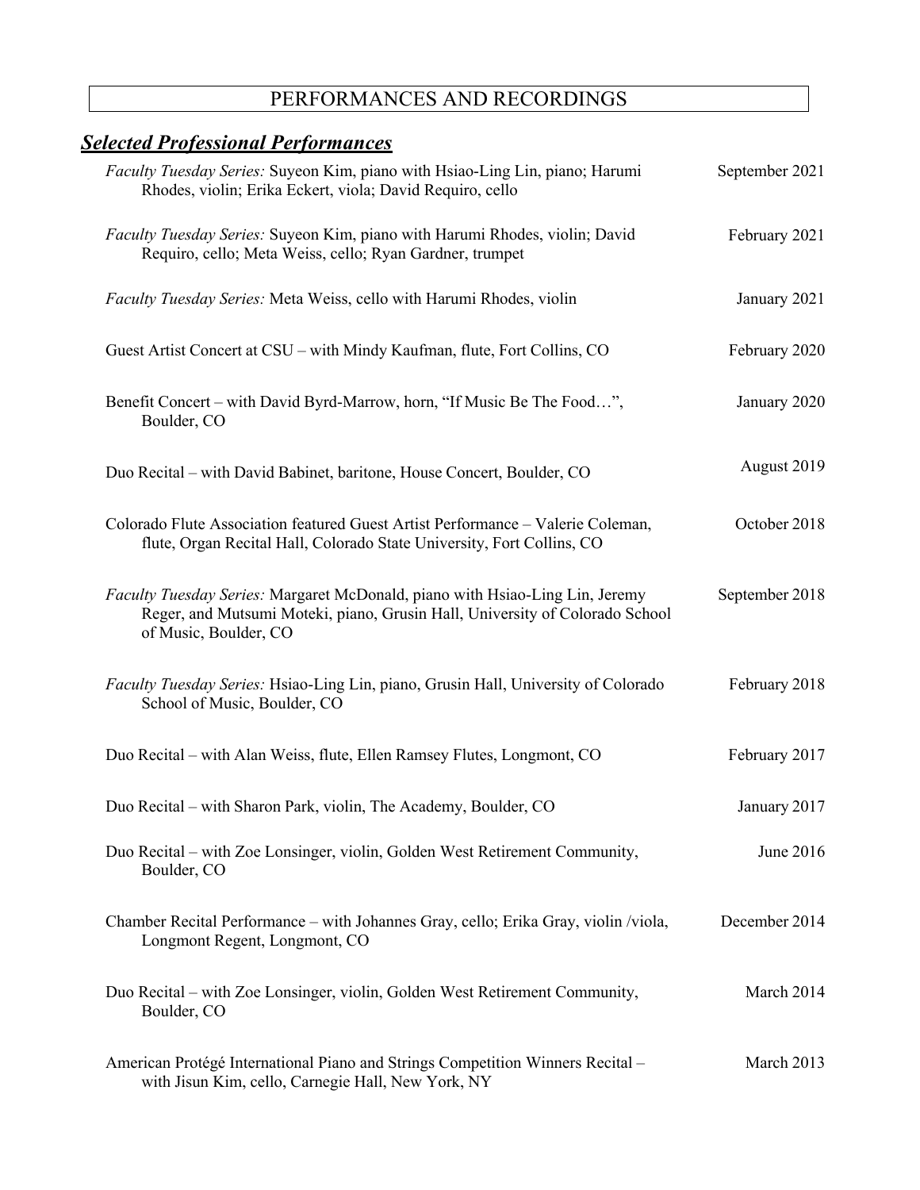# PERFORMANCES AND RECORDINGS

## ***Selected Professional Performances***

*Faculty Tuesday Series:* Suyeon Kim, piano with Hsiao-Ling Lin, piano; Harumi Rhodes, violin; Erika Eckert, viola; David Requiro, cello — September 2021

*Faculty Tuesday Series:* Suyeon Kim, piano with Harumi Rhodes, violin; David Requiro, cello; Meta Weiss, cello; Ryan Gardner, trumpet — February 2021

*Faculty Tuesday Series:* Meta Weiss, cello with Harumi Rhodes, violin — January 2021

Guest Artist Concert at CSU – with Mindy Kaufman, flute, Fort Collins, CO — February 2020

Benefit Concert – with David Byrd-Marrow, horn, "If Music Be The Food…", Boulder, CO — January 2020

Duo Recital – with David Babinet, baritone, House Concert, Boulder, CO — August 2019

Colorado Flute Association featured Guest Artist Performance – Valerie Coleman, flute, Organ Recital Hall, Colorado State University, Fort Collins, CO — October 2018

*Faculty Tuesday Series:* Margaret McDonald, piano with Hsiao-Ling Lin, Jeremy Reger, and Mutsumi Moteki, piano, Grusin Hall, University of Colorado School of Music, Boulder, CO — September 2018

*Faculty Tuesday Series:* Hsiao-Ling Lin, piano, Grusin Hall, University of Colorado School of Music, Boulder, CO — February 2018

Duo Recital – with Alan Weiss, flute, Ellen Ramsey Flutes, Longmont, CO — February 2017

Duo Recital – with Sharon Park, violin, The Academy, Boulder, CO — January 2017

Duo Recital – with Zoe Lonsinger, violin, Golden West Retirement Community, Boulder, CO — June 2016

Chamber Recital Performance – with Johannes Gray, cello; Erika Gray, violin /viola, Longmont Regent, Longmont, CO — December 2014

Duo Recital – with Zoe Lonsinger, violin, Golden West Retirement Community, Boulder, CO — March 2014

American Protégé International Piano and Strings Competition Winners Recital – with Jisun Kim, cello, Carnegie Hall, New York, NY — March 2013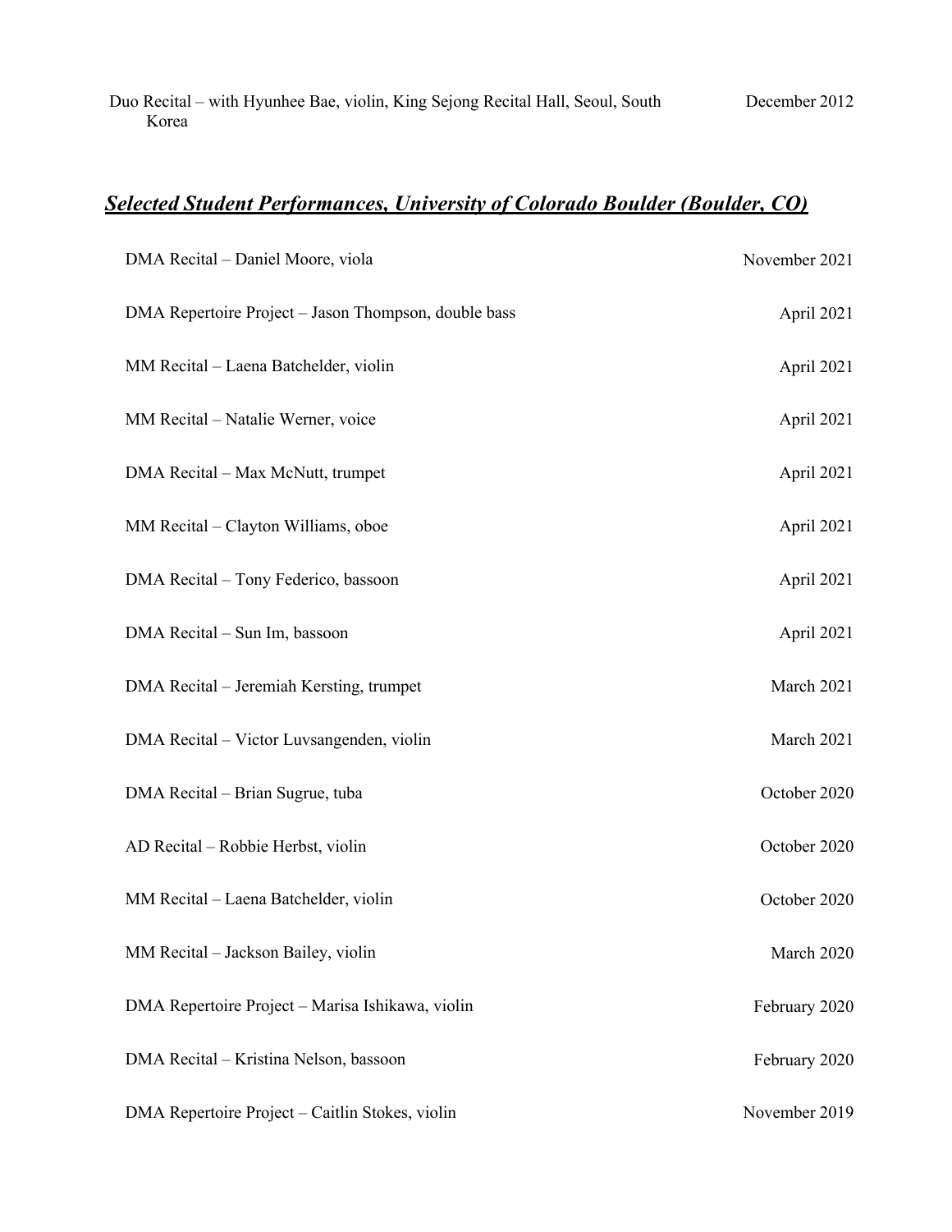Duo Recital – with Hyunhee Bae, violin, King Sejong Recital Hall, Seoul, South Korea — December 2012

## ***Selected Student Performances, University of Colorado Boulder (Boulder, CO)***

DMA Recital – Daniel Moore, viola — November 2021

DMA Repertoire Project – Jason Thompson, double bass — April 2021

MM Recital – Laena Batchelder, violin — April 2021

MM Recital – Natalie Werner, voice — April 2021

DMA Recital – Max McNutt, trumpet — April 2021

MM Recital – Clayton Williams, oboe — April 2021

DMA Recital – Tony Federico, bassoon — April 2021

DMA Recital – Sun Im, bassoon — April 2021

DMA Recital – Jeremiah Kersting, trumpet — March 2021

DMA Recital – Victor Luvsangenden, violin — March 2021

DMA Recital – Brian Sugrue, tuba — October 2020

AD Recital – Robbie Herbst, violin — October 2020

MM Recital – Laena Batchelder, violin — October 2020

MM Recital – Jackson Bailey, violin — March 2020

DMA Repertoire Project – Marisa Ishikawa, violin — February 2020

DMA Recital – Kristina Nelson, bassoon — February 2020

DMA Repertoire Project – Caitlin Stokes, violin — November 2019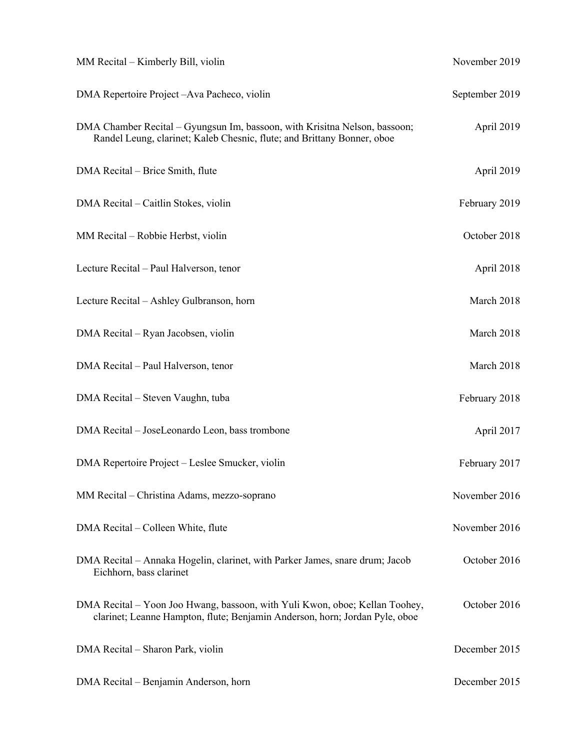MM Recital – Kimberly Bill, violin — November 2019

DMA Repertoire Project –Ava Pacheco, violin — September 2019

DMA Chamber Recital – Gyungsun Im, bassoon, with Krisitna Nelson, bassoon; Randel Leung, clarinet; Kaleb Chesnic, flute; and Brittany Bonner, oboe — April 2019

DMA Recital – Brice Smith, flute — April 2019

DMA Recital – Caitlin Stokes, violin — February 2019

MM Recital – Robbie Herbst, violin — October 2018

Lecture Recital – Paul Halverson, tenor — April 2018

Lecture Recital – Ashley Gulbranson, horn — March 2018

DMA Recital – Ryan Jacobsen, violin — March 2018

DMA Recital – Paul Halverson, tenor — March 2018

DMA Recital – Steven Vaughn, tuba — February 2018

DMA Recital – JoseLeonardo Leon, bass trombone — April 2017

DMA Repertoire Project – Leslee Smucker, violin — February 2017

MM Recital – Christina Adams, mezzo-soprano — November 2016

DMA Recital – Colleen White, flute — November 2016

DMA Recital – Annaka Hogelin, clarinet, with Parker James, snare drum; Jacob Eichhorn, bass clarinet — October 2016

DMA Recital – Yoon Joo Hwang, bassoon, with Yuli Kwon, oboe; Kellan Toohey, clarinet; Leanne Hampton, flute; Benjamin Anderson, horn; Jordan Pyle, oboe — October 2016

DMA Recital – Sharon Park, violin — December 2015

DMA Recital – Benjamin Anderson, horn — December 2015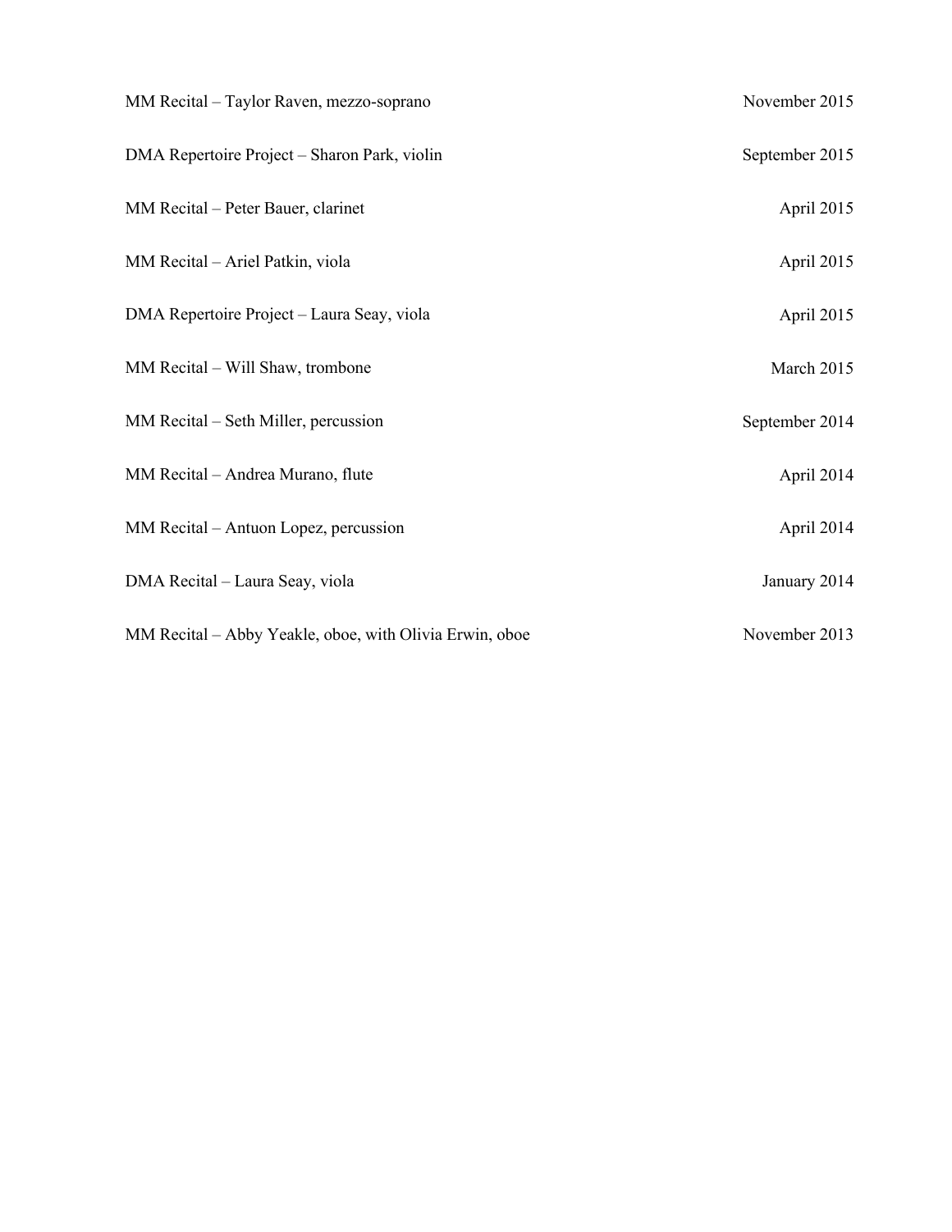MM Recital – Taylor Raven, mezzo-soprano November 2015

DMA Repertoire Project – Sharon Park, violin September 2015

MM Recital – Peter Bauer, clarinet April 2015

MM Recital – Ariel Patkin, viola April 2015

DMA Repertoire Project – Laura Seay, viola April 2015

MM Recital – Will Shaw, trombone March 2015

MM Recital – Seth Miller, percussion September 2014

MM Recital – Andrea Murano, flute April 2014

MM Recital – Antuon Lopez, percussion April 2014

DMA Recital – Laura Seay, viola January 2014

MM Recital – Abby Yeakle, oboe, with Olivia Erwin, oboe November 2013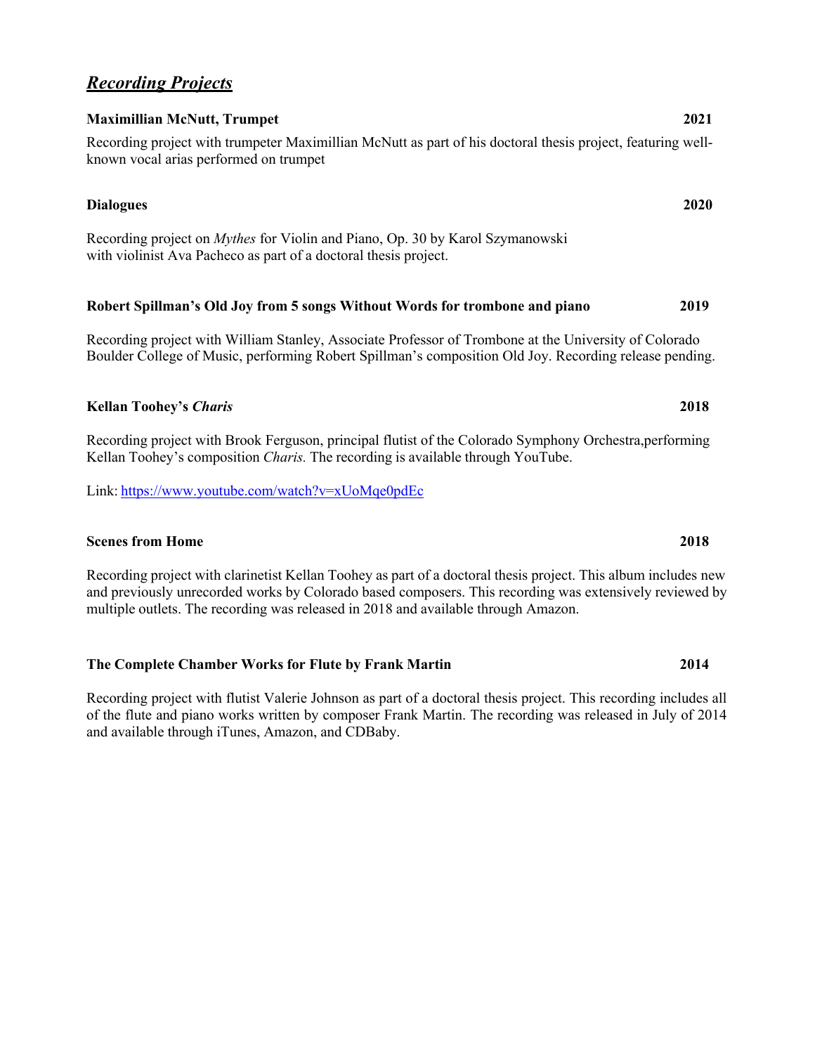## ***Recording Projects***

**Maximillian McNutt, Trumpet** **2021**

Recording project with trumpeter Maximillian McNutt as part of his doctoral thesis project, featuring well-known vocal arias performed on trumpet

**Dialogues** **2020**

Recording project on *Mythes* for Violin and Piano, Op. 30 by Karol Szymanowski with violinist Ava Pacheco as part of a doctoral thesis project.

**Robert Spillman's Old Joy from 5 songs Without Words for trombone and piano** **2019**

Recording project with William Stanley, Associate Professor of Trombone at the University of Colorado Boulder College of Music, performing Robert Spillman's composition Old Joy. Recording release pending.

**Kellan Toohey's *Charis*** **2018**

Recording project with Brook Ferguson, principal flutist of the Colorado Symphony Orchestra,performing Kellan Toohey's composition *Charis.* The recording is available through YouTube.

Link: https://www.youtube.com/watch?v=xUoMqe0pdEc

**Scenes from Home** **2018**

Recording project with clarinetist Kellan Toohey as part of a doctoral thesis project. This album includes new and previously unrecorded works by Colorado based composers. This recording was extensively reviewed by multiple outlets. The recording was released in 2018 and available through Amazon.

**The Complete Chamber Works for Flute by Frank Martin** **2014**

Recording project with flutist Valerie Johnson as part of a doctoral thesis project. This recording includes all of the flute and piano works written by composer Frank Martin. The recording was released in July of 2014 and available through iTunes, Amazon, and CDBaby.